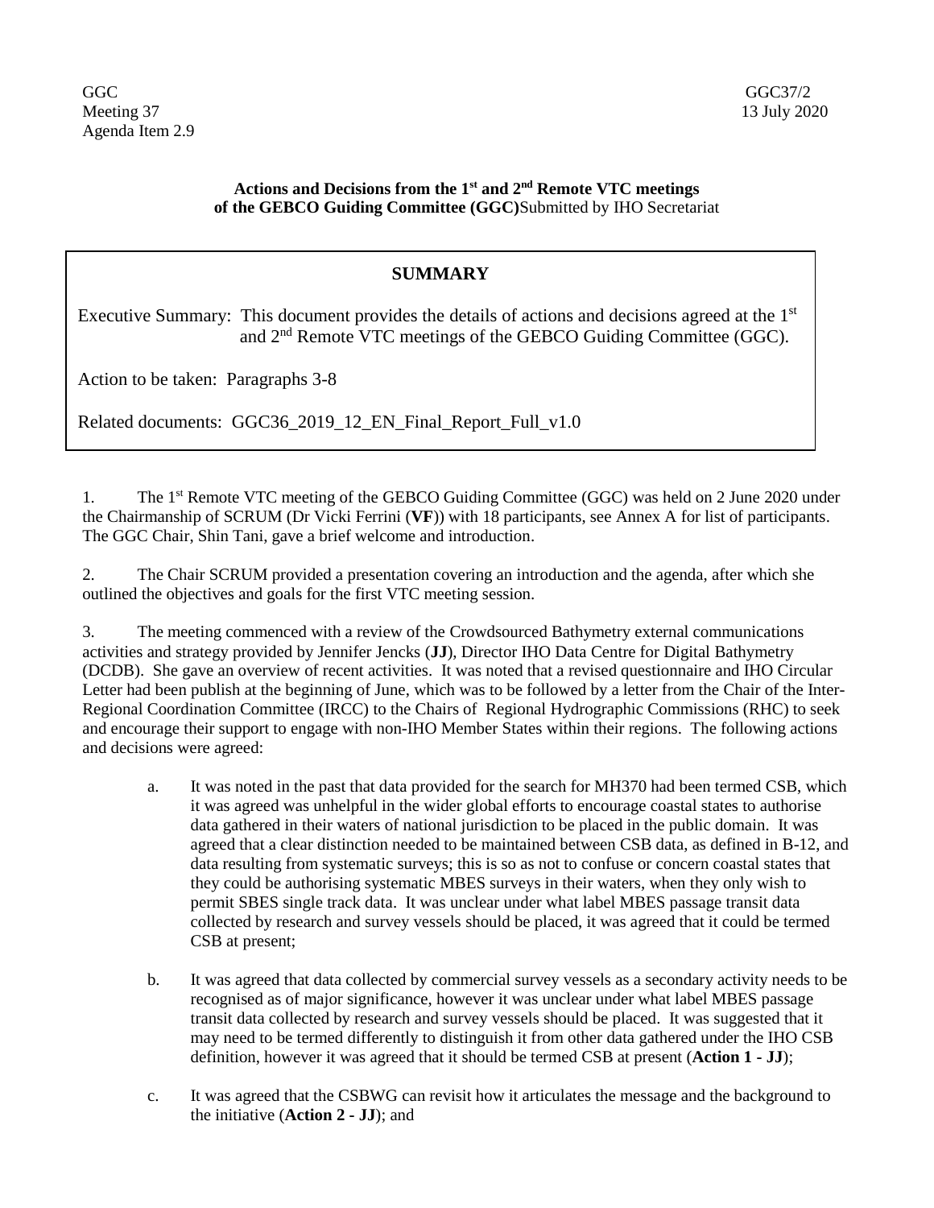GGC
Meeting 37
Agenda Item 2.9

GGC37/2
13 July 2020

**Actions and Decisions from the 1st and 2nd Remote VTC meetings of the GEBCO Guiding Committee (GGC)**Submitted by IHO Secretariat

**SUMMARY**

Executive Summary: This document provides the details of actions and decisions agreed at the 1st and 2nd Remote VTC meetings of the GEBCO Guiding Committee (GGC).

Action to be taken: Paragraphs 3-8

Related documents: GGC36_2019_12_EN_Final_Report_Full_v1.0

1. The 1st Remote VTC meeting of the GEBCO Guiding Committee (GGC) was held on 2 June 2020 under the Chairmanship of SCRUM (Dr Vicki Ferrini (**VF**)) with 18 participants, see Annex A for list of participants. The GGC Chair, Shin Tani, gave a brief welcome and introduction.

2. The Chair SCRUM provided a presentation covering an introduction and the agenda, after which she outlined the objectives and goals for the first VTC meeting session.

3. The meeting commenced with a review of the Crowdsourced Bathymetry external communications activities and strategy provided by Jennifer Jencks (**JJ**), Director IHO Data Centre for Digital Bathymetry (DCDB). She gave an overview of recent activities. It was noted that a revised questionnaire and IHO Circular Letter had been publish at the beginning of June, which was to be followed by a letter from the Chair of the Inter-Regional Coordination Committee (IRCC) to the Chairs of Regional Hydrographic Commissions (RHC) to seek and encourage their support to engage with non-IHO Member States within their regions. The following actions and decisions were agreed:

   a. It was noted in the past that data provided for the search for MH370 had been termed CSB, which it was agreed was unhelpful in the wider global efforts to encourage coastal states to authorise data gathered in their waters of national jurisdiction to be placed in the public domain. It was agreed that a clear distinction needed to be maintained between CSB data, as defined in B-12, and data resulting from systematic surveys; this is so as not to confuse or concern coastal states that they could be authorising systematic MBES surveys in their waters, when they only wish to permit SBES single track data. It was unclear under what label MBES passage transit data collected by research and survey vessels should be placed, it was agreed that it could be termed CSB at present;

   b. It was agreed that data collected by commercial survey vessels as a secondary activity needs to be recognised as of major significance, however it was unclear under what label MBES passage transit data collected by research and survey vessels should be placed. It was suggested that it may need to be termed differently to distinguish it from other data gathered under the IHO CSB definition, however it was agreed that it should be termed CSB at present (**Action 1 - JJ**);

   c. It was agreed that the CSBWG can revisit how it articulates the message and the background to the initiative (**Action 2 - JJ**); and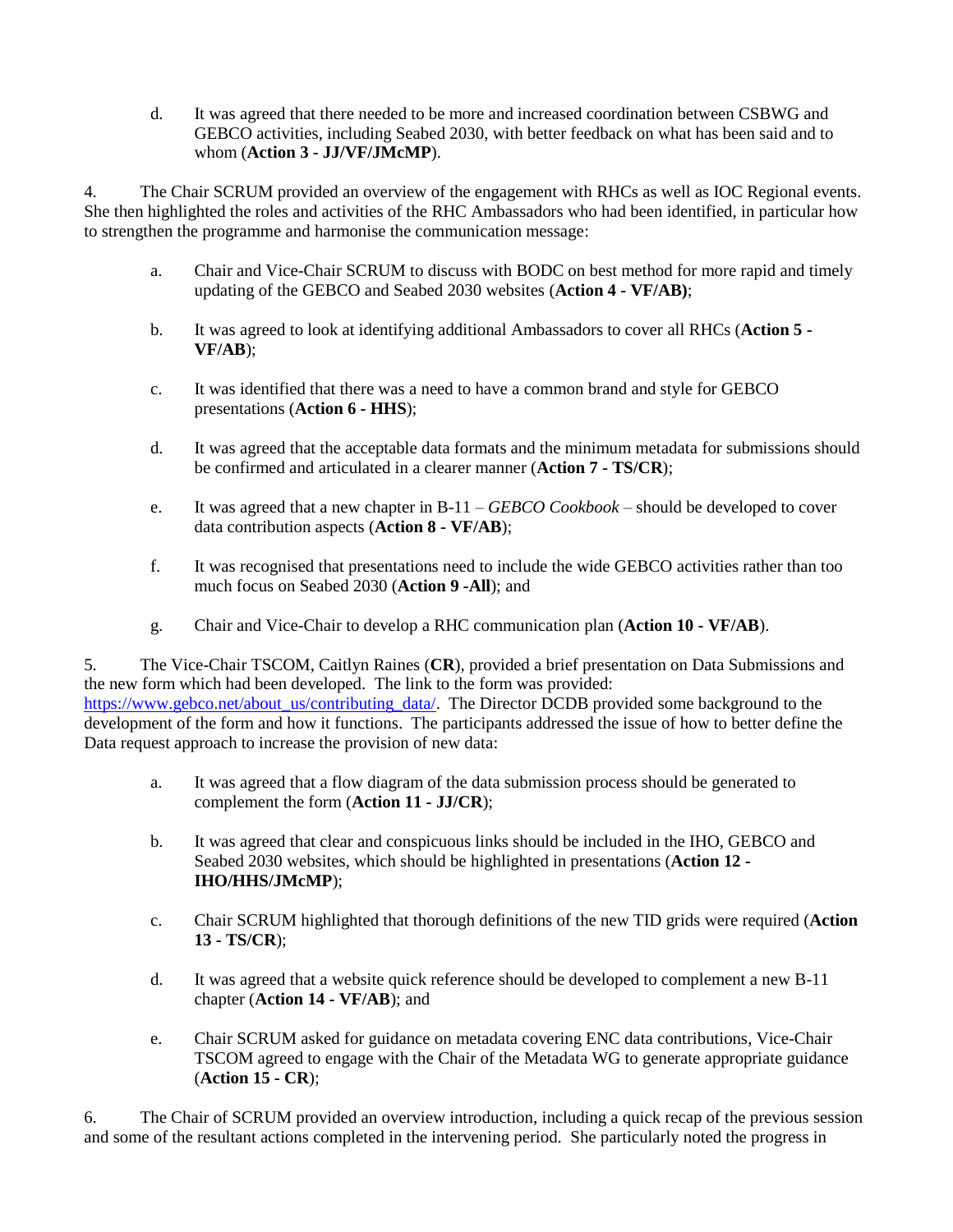d. It was agreed that there needed to be more and increased coordination between CSBWG and GEBCO activities, including Seabed 2030, with better feedback on what has been said and to whom (**Action 3 - JJ/VF/JMcMP**).

4. The Chair SCRUM provided an overview of the engagement with RHCs as well as IOC Regional events. She then highlighted the roles and activities of the RHC Ambassadors who had been identified, in particular how to strengthen the programme and harmonise the communication message:

a. Chair and Vice-Chair SCRUM to discuss with BODC on best method for more rapid and timely updating of the GEBCO and Seabed 2030 websites (**Action 4 - VF/AB)**;

b. It was agreed to look at identifying additional Ambassadors to cover all RHCs (**Action 5 - VF/AB**);

c. It was identified that there was a need to have a common brand and style for GEBCO presentations (**Action 6 - HHS**);

d. It was agreed that the acceptable data formats and the minimum metadata for submissions should be confirmed and articulated in a clearer manner (**Action 7 - TS/CR**);

e. It was agreed that a new chapter in B-11 – *GEBCO Cookbook* – should be developed to cover data contribution aspects (**Action 8 - VF/AB**);

f. It was recognised that presentations need to include the wide GEBCO activities rather than too much focus on Seabed 2030 (**Action 9 -All**); and

g. Chair and Vice-Chair to develop a RHC communication plan (**Action 10 - VF/AB**).

5. The Vice-Chair TSCOM, Caitlyn Raines (**CR**), provided a brief presentation on Data Submissions and the new form which had been developed. The link to the form was provided: https://www.gebco.net/about_us/contributing_data/. The Director DCDB provided some background to the development of the form and how it functions. The participants addressed the issue of how to better define the Data request approach to increase the provision of new data:

a. It was agreed that a flow diagram of the data submission process should be generated to complement the form (**Action 11 - JJ/CR**);

b. It was agreed that clear and conspicuous links should be included in the IHO, GEBCO and Seabed 2030 websites, which should be highlighted in presentations (**Action 12 - IHO/HHS/JMcMP**);

c. Chair SCRUM highlighted that thorough definitions of the new TID grids were required (**Action 13 - TS/CR**);

d. It was agreed that a website quick reference should be developed to complement a new B-11 chapter (**Action 14 - VF/AB**); and

e. Chair SCRUM asked for guidance on metadata covering ENC data contributions, Vice-Chair TSCOM agreed to engage with the Chair of the Metadata WG to generate appropriate guidance (**Action 15 - CR**);

6. The Chair of SCRUM provided an overview introduction, including a quick recap of the previous session and some of the resultant actions completed in the intervening period. She particularly noted the progress in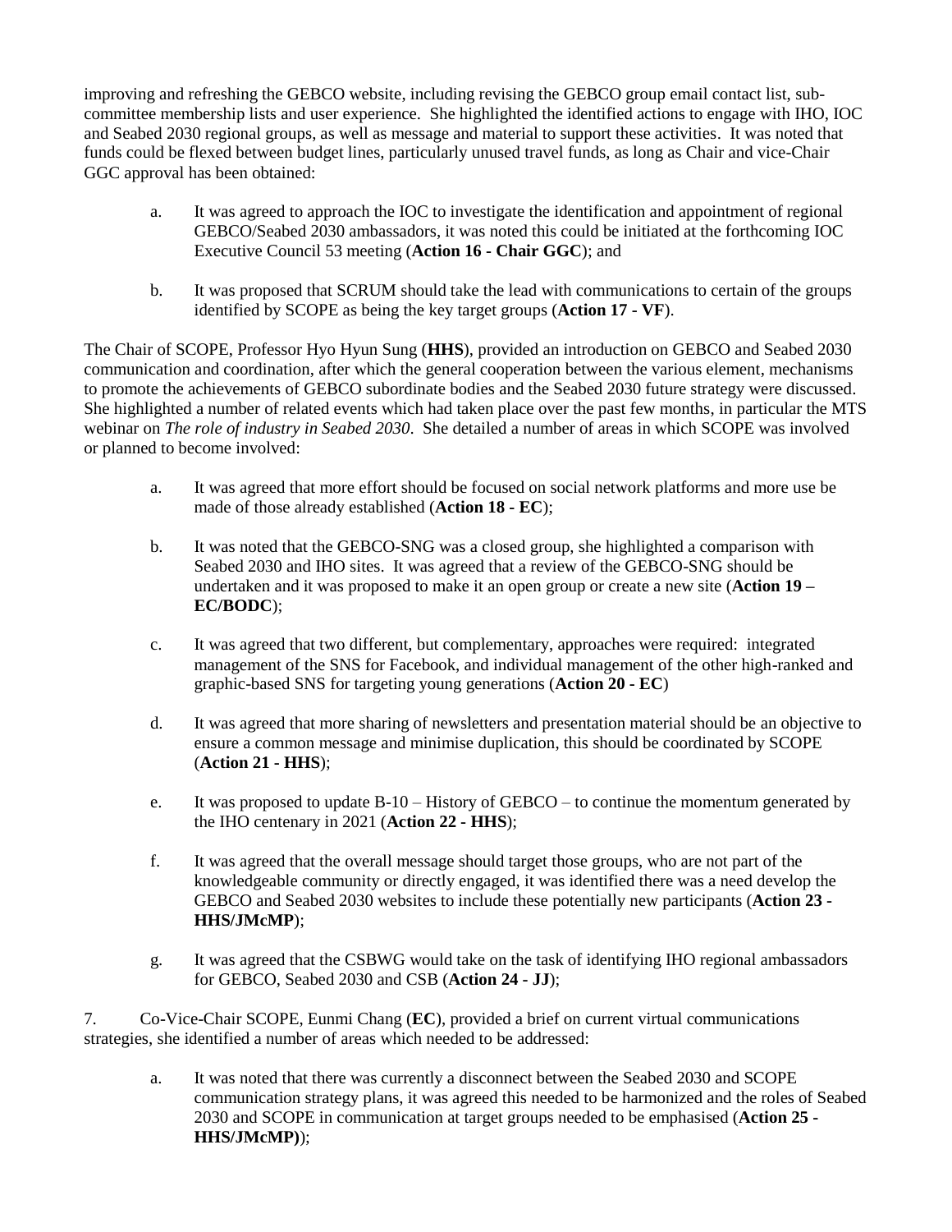improving and refreshing the GEBCO website, including revising the GEBCO group email contact list, sub-committee membership lists and user experience. She highlighted the identified actions to engage with IHO, IOC and Seabed 2030 regional groups, as well as message and material to support these activities. It was noted that funds could be flexed between budget lines, particularly unused travel funds, as long as Chair and vice-Chair GGC approval has been obtained:

a. It was agreed to approach the IOC to investigate the identification and appointment of regional GEBCO/Seabed 2030 ambassadors, it was noted this could be initiated at the forthcoming IOC Executive Council 53 meeting (**Action 16 - Chair GGC**); and

b. It was proposed that SCRUM should take the lead with communications to certain of the groups identified by SCOPE as being the key target groups (**Action 17 - VF**).

The Chair of SCOPE, Professor Hyo Hyun Sung (**HHS**), provided an introduction on GEBCO and Seabed 2030 communication and coordination, after which the general cooperation between the various element, mechanisms to promote the achievements of GEBCO subordinate bodies and the Seabed 2030 future strategy were discussed. She highlighted a number of related events which had taken place over the past few months, in particular the MTS webinar on *The role of industry in Seabed 2030*. She detailed a number of areas in which SCOPE was involved or planned to become involved:

a. It was agreed that more effort should be focused on social network platforms and more use be made of those already established (**Action 18 - EC**);

b. It was noted that the GEBCO-SNG was a closed group, she highlighted a comparison with Seabed 2030 and IHO sites. It was agreed that a review of the GEBCO-SNG should be undertaken and it was proposed to make it an open group or create a new site (**Action 19 – EC/BODC**);

c. It was agreed that two different, but complementary, approaches were required: integrated management of the SNS for Facebook, and individual management of the other high-ranked and graphic-based SNS for targeting young generations (**Action 20 - EC**)

d. It was agreed that more sharing of newsletters and presentation material should be an objective to ensure a common message and minimise duplication, this should be coordinated by SCOPE (**Action 21 - HHS**);

e. It was proposed to update B-10 – History of GEBCO – to continue the momentum generated by the IHO centenary in 2021 (**Action 22 - HHS**);

f. It was agreed that the overall message should target those groups, who are not part of the knowledgeable community or directly engaged, it was identified there was a need develop the GEBCO and Seabed 2030 websites to include these potentially new participants (**Action 23 - HHS/JMcMP**);

g. It was agreed that the CSBWG would take on the task of identifying IHO regional ambassadors for GEBCO, Seabed 2030 and CSB (**Action 24 - JJ**);

7. Co-Vice-Chair SCOPE, Eunmi Chang (**EC**), provided a brief on current virtual communications strategies, she identified a number of areas which needed to be addressed:

a. It was noted that there was currently a disconnect between the Seabed 2030 and SCOPE communication strategy plans, it was agreed this needed to be harmonized and the roles of Seabed 2030 and SCOPE in communication at target groups needed to be emphasised (**Action 25 - HHS/JMcMP)**);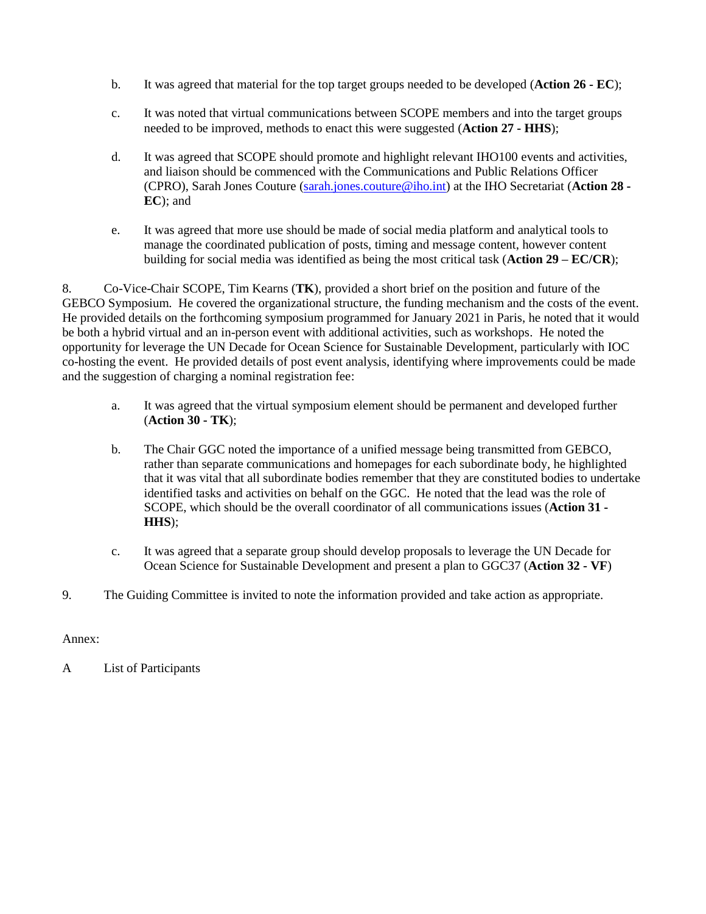b. It was agreed that material for the top target groups needed to be developed (**Action 26 - EC**);

c. It was noted that virtual communications between SCOPE members and into the target groups needed to be improved, methods to enact this were suggested (**Action 27 - HHS**);

d. It was agreed that SCOPE should promote and highlight relevant IHO100 events and activities, and liaison should be commenced with the Communications and Public Relations Officer (CPRO), Sarah Jones Couture (sarah.jones.couture@iho.int) at the IHO Secretariat (**Action 28 - EC**); and

e. It was agreed that more use should be made of social media platform and analytical tools to manage the coordinated publication of posts, timing and message content, however content building for social media was identified as being the most critical task (**Action 29 – EC/CR**);

8. Co-Vice-Chair SCOPE, Tim Kearns (**TK**), provided a short brief on the position and future of the GEBCO Symposium. He covered the organizational structure, the funding mechanism and the costs of the event. He provided details on the forthcoming symposium programmed for January 2021 in Paris, he noted that it would be both a hybrid virtual and an in-person event with additional activities, such as workshops. He noted the opportunity for leverage the UN Decade for Ocean Science for Sustainable Development, particularly with IOC co-hosting the event. He provided details of post event analysis, identifying where improvements could be made and the suggestion of charging a nominal registration fee:

a. It was agreed that the virtual symposium element should be permanent and developed further (**Action 30 - TK**);

b. The Chair GGC noted the importance of a unified message being transmitted from GEBCO, rather than separate communications and homepages for each subordinate body, he highlighted that it was vital that all subordinate bodies remember that they are constituted bodies to undertake identified tasks and activities on behalf on the GGC. He noted that the lead was the role of SCOPE, which should be the overall coordinator of all communications issues (**Action 31 - HHS**);

c. It was agreed that a separate group should develop proposals to leverage the UN Decade for Ocean Science for Sustainable Development and present a plan to GGC37 (**Action 32 - VF**)

9. The Guiding Committee is invited to note the information provided and take action as appropriate.

Annex:

A List of Participants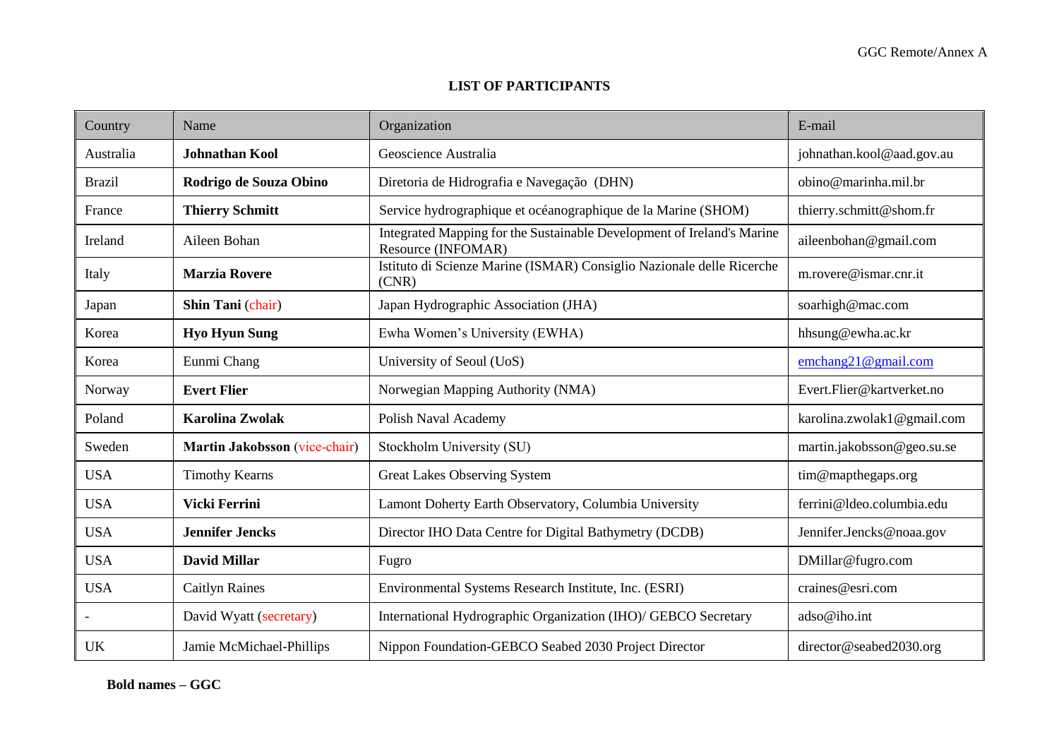# LIST OF PARTICIPANTS

| Country | Name | Organization | E-mail |
|---|---|---|---|
| Australia | **Johnathan Kool** | Geoscience Australia | johnathan.kool@aad.gov.au |
| Brazil | **Rodrigo de Souza Obino** | Diretoria de Hidrografia e Navegação (DHN) | obino@marinha.mil.br |
| France | **Thierry Schmitt** | Service hydrographique et océanographique de la Marine (SHOM) | thierry.schmitt@shom.fr |
| Ireland | Aileen Bohan | Integrated Mapping for the Sustainable Development of Ireland's Marine Resource (INFOMAR) | aileenbohan@gmail.com |
| Italy | **Marzia Rovere** | Istituto di Scienze Marine (ISMAR) Consiglio Nazionale delle Ricerche (CNR) | m.rovere@ismar.cnr.it |
| Japan | **Shin Tani** (chair) | Japan Hydrographic Association (JHA) | soarhigh@mac.com |
| Korea | **Hyo Hyun Sung** | Ewha Women's University (EWHA) | hhsung@ewha.ac.kr |
| Korea | Eunmi Chang | University of Seoul (UoS) | emchang21@gmail.com |
| Norway | **Evert Flier** | Norwegian Mapping Authority (NMA) | Evert.Flier@kartverket.no |
| Poland | **Karolina Zwolak** | Polish Naval Academy | karolina.zwolak1@gmail.com |
| Sweden | **Martin Jakobsson** (vice-chair) | Stockholm University (SU) | martin.jakobsson@geo.su.se |
| USA | Timothy Kearns | Great Lakes Observing System | tim@mapthegaps.org |
| USA | **Vicki Ferrini** | Lamont Doherty Earth Observatory, Columbia University | ferrini@ldeo.columbia.edu |
| USA | **Jennifer Jencks** | Director IHO Data Centre for Digital Bathymetry (DCDB) | Jennifer.Jencks@noaa.gov |
| USA | **David Millar** | Fugro | DMillar@fugro.com |
| USA | Caitlyn Raines | Environmental Systems Research Institute, Inc. (ESRI) | craines@esri.com |
| - | David Wyatt (secretary) | International Hydrographic Organization (IHO)/ GEBCO Secretary | adso@iho.int |
| UK | Jamie McMichael-Phillips | Nippon Foundation-GEBCO Seabed 2030 Project Director | director@seabed2030.org |

**Bold names – GGC**